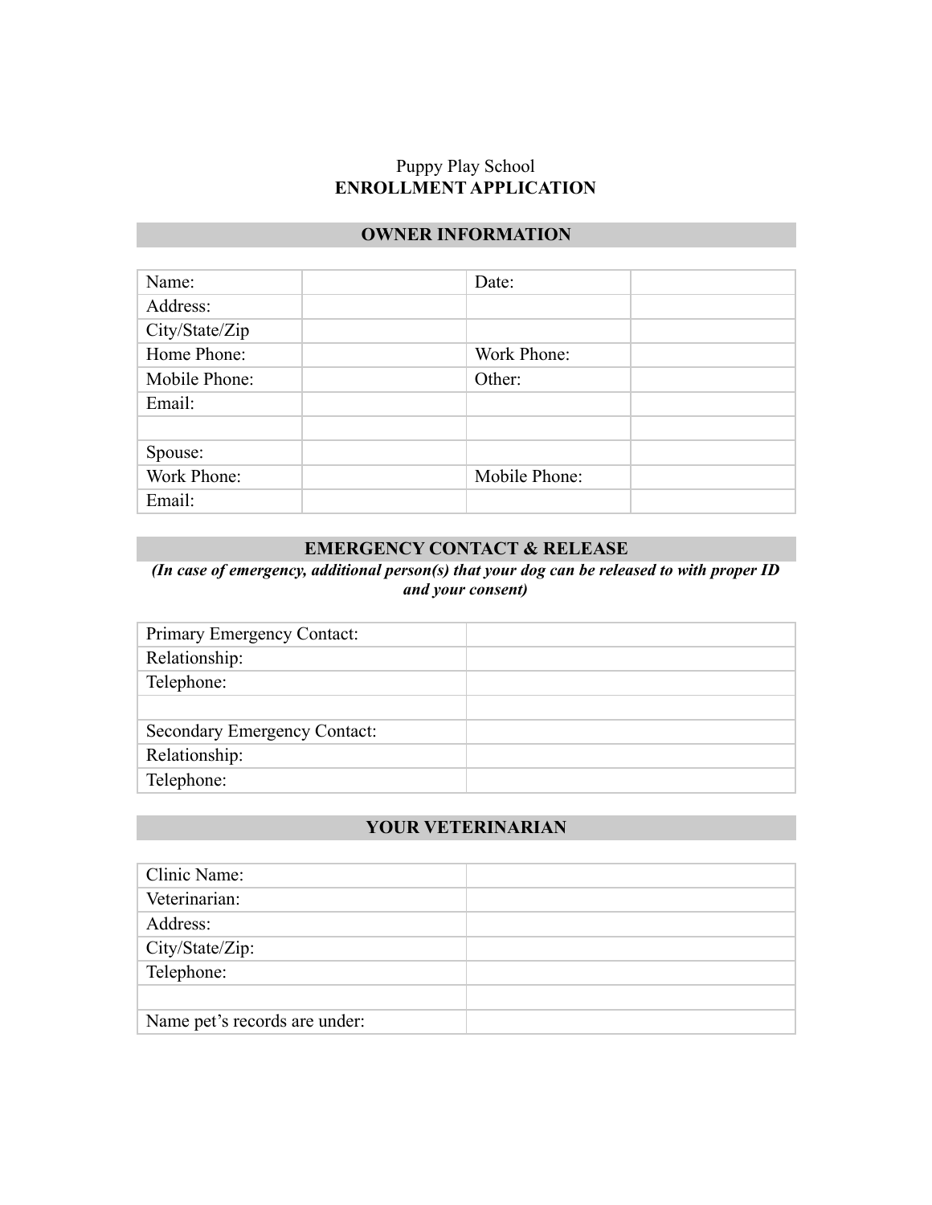Puppy Play School

**ENROLLMENT APPLICATION**

## OWNER INFORMATION

| | | | |
|---|---|---|---|
| Name: | | Date: | |
| Address: | | | |
| City/State/Zip | | | |
| Home Phone: | | Work Phone: | |
| Mobile Phone: | | Other: | |
| Email: | | | |
| | | | |
| Spouse: | | | |
| Work Phone: | | Mobile Phone: | |
| Email: | | | |

## EMERGENCY CONTACT & RELEASE

***(In case of emergency, additional person(s) that your dog can be released to with proper ID and your consent)***

| | |
|---|---|
| Primary Emergency Contact: | |
| Relationship: | |
| Telephone: | |
| | |
| Secondary Emergency Contact: | |
| Relationship: | |
| Telephone: | |

## YOUR VETERINARIAN

| | |
|---|---|
| Clinic Name: | |
| Veterinarian: | |
| Address: | |
| City/State/Zip: | |
| Telephone: | |
| | |
| Name pet's records are under: | |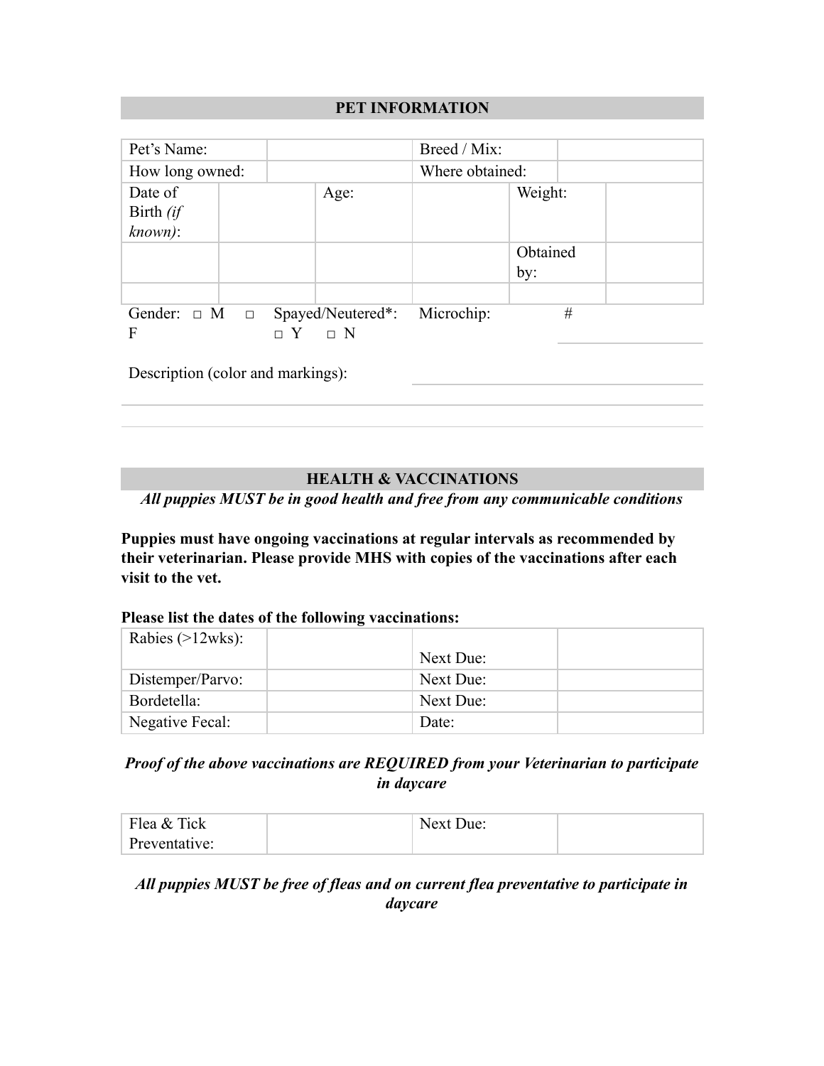## PET INFORMATION

| Pet's Name: | | Breed / Mix: | |
|---|---|---|---|
| How long owned: | | Where obtained: | |

| Date of Birth *(if known)*: | | Age: | | Weight: | |
|---|---|---|---|---|---|
| | | | | Obtained by: | |
| | | | | | |

Gender: □ M □ F  Spayed/Neutered*: □ Y □ N  Microchip: # ____________

Description (color and markings): ______________________________

______________________________________________________________

______________________________________________________________

## HEALTH & VACCINATIONS

***All puppies MUST be in good health and free from any communicable conditions***

**Puppies must have ongoing vaccinations at regular intervals as recommended by their veterinarian. Please provide MHS with copies of the vaccinations after each visit to the vet.**

**Please list the dates of the following vaccinations:**

| Rabies (>12wks): | | Next Due: | |
|---|---|---|---|
| Distemper/Parvo: | | Next Due: | |
| Bordetella: | | Next Due: | |
| Negative Fecal: | | Date: | |

***Proof of the above vaccinations are REQUIRED from your Veterinarian to participate in daycare***

| Flea & Tick Preventative: | | Next Due: | |
|---|---|---|---|

***All puppies MUST be free of fleas and on current flea preventative to participate in daycare***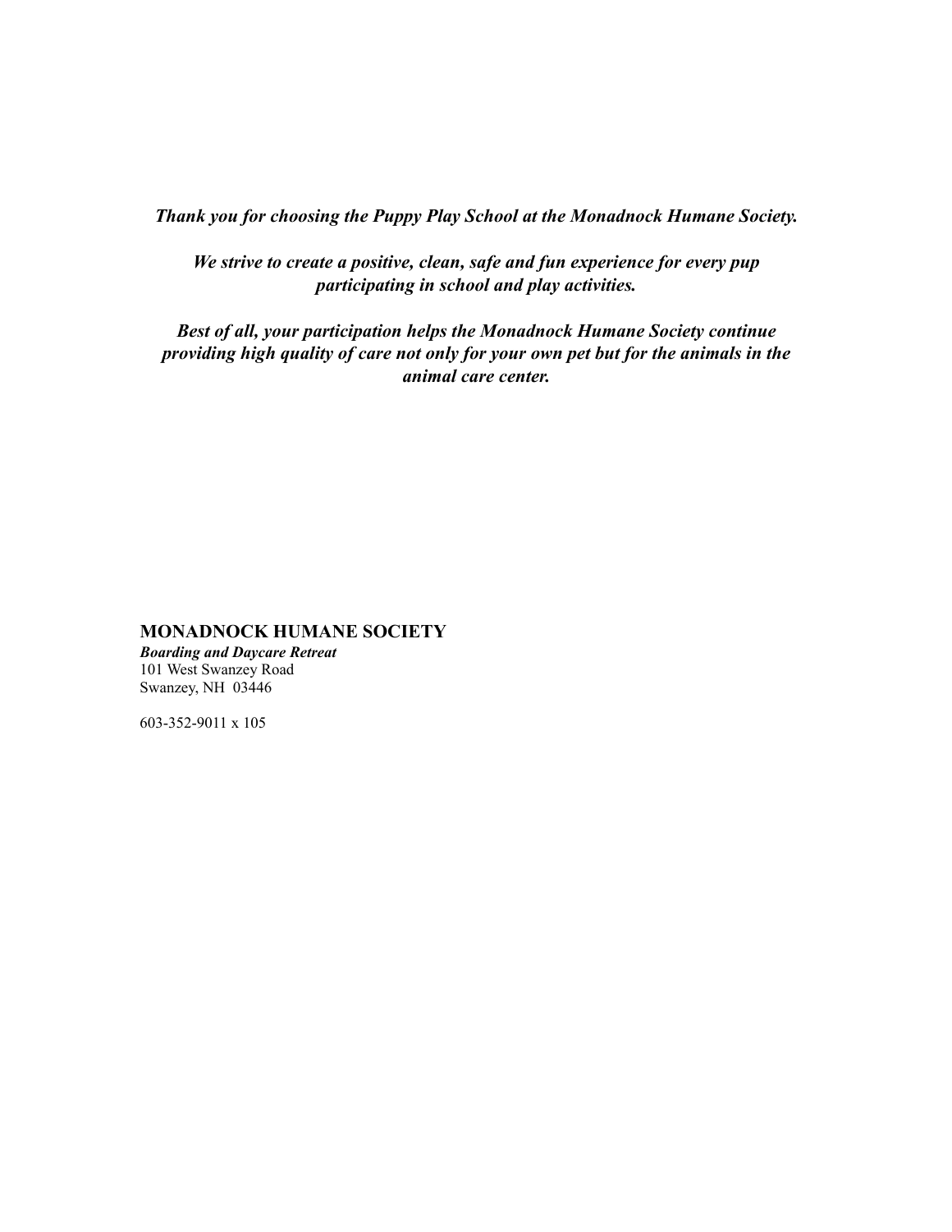***Thank you for choosing the Puppy Play School at the Monadnock Humane Society.***

***We strive to create a positive, clean, safe and fun experience for every pup participating in school and play activities.***

***Best of all, your participation helps the Monadnock Humane Society continue providing high quality of care not only for your own pet but for the animals in the animal care center.***

**MONADNOCK HUMANE SOCIETY**
***Boarding and Daycare Retreat***
101 West Swanzey Road
Swanzey, NH 03446

603-352-9011 x 105